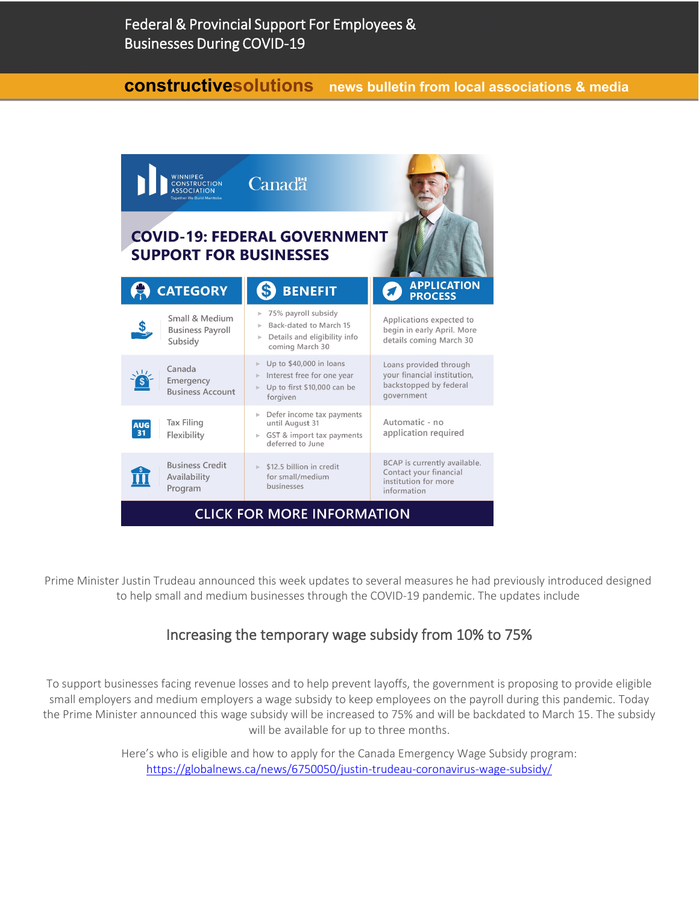# Federal & Provincial Support For Employees & Businesses During COVID-19

**constructivesolutions** news bulletin from local associations & media

WINNIPEG CONSTRUCTION ASSOCIATION
Together We Build Manitoba

Canada

## COVID-19: FEDERAL GOVERNMENT SUPPORT FOR BUSINESSES

| CATEGORY | BENEFIT | APPLICATION PROCESS |
| --- | --- | --- |
| Small & Medium Business Payroll Subsidy | ▸ 75% payroll subsidy<br>▸ Back-dated to March 15<br>▸ Details and eligibility info coming March 30 | Applications expected to begin in early April. More details coming March 30 |
| Canada Emergency Business Account | ▸ Up to $40,000 in loans<br>▸ Interest free for one year<br>▸ Up to first $10,000 can be forgiven | Loans provided through your financial institution, backstopped by federal government |
| AUG 31 Tax Filing Flexibility | ▸ Defer income tax payments until August 31<br>▸ GST & import tax payments deferred to June | Automatic - no application required |
| Business Credit Availability Program | ▸ $12.5 billion in credit for small/medium businesses | BCAP is currently available. Contact your financial institution for more information |

CLICK FOR MORE INFORMATION

Prime Minister Justin Trudeau announced this week updates to several measures he had previously introduced designed to help small and medium businesses through the COVID-19 pandemic. The updates include

## Increasing the temporary wage subsidy from 10% to 75%

To support businesses facing revenue losses and to help prevent layoffs, the government is proposing to provide eligible small employers and medium employers a wage subsidy to keep employees on the payroll during this pandemic. Today the Prime Minister announced this wage subsidy will be increased to 75% and will be backdated to March 15. The subsidy will be available for up to three months.

Here's who is eligible and how to apply for the Canada Emergency Wage Subsidy program: https://globalnews.ca/news/6750050/justin-trudeau-coronavirus-wage-subsidy/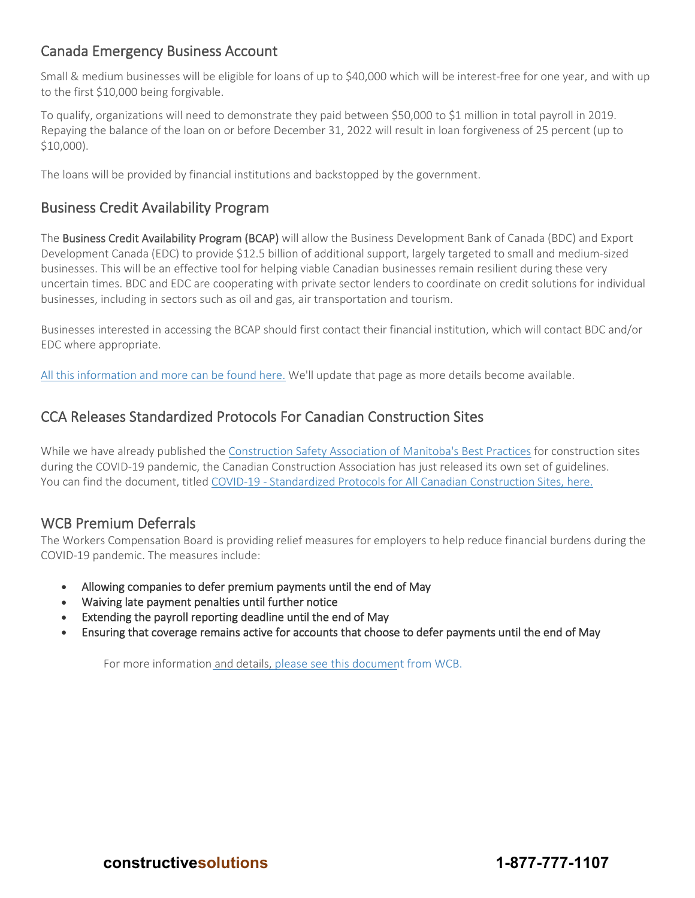## Canada Emergency Business Account

Small & medium businesses will be eligible for loans of up to $40,000 which will be interest-free for one year, and with up to the first $10,000 being forgivable.

To qualify, organizations will need to demonstrate they paid between $50,000 to $1 million in total payroll in 2019. Repaying the balance of the loan on or before December 31, 2022 will result in loan forgiveness of 25 percent (up to $10,000).

The loans will be provided by financial institutions and backstopped by the government.

## Business Credit Availability Program

The **Business Credit Availability Program (BCAP)** will allow the Business Development Bank of Canada (BDC) and Export Development Canada (EDC) to provide $12.5 billion of additional support, largely targeted to small and medium-sized businesses. This will be an effective tool for helping viable Canadian businesses remain resilient during these very uncertain times. BDC and EDC are cooperating with private sector lenders to coordinate on credit solutions for individual businesses, including in sectors such as oil and gas, air transportation and tourism.

Businesses interested in accessing the BCAP should first contact their financial institution, which will contact BDC and/or EDC where appropriate.

All this information and more can be found here. We'll update that page as more details become available.

## CCA Releases Standardized Protocols For Canadian Construction Sites

While we have already published the Construction Safety Association of Manitoba's Best Practices for construction sites during the COVID-19 pandemic, the Canadian Construction Association has just released its own set of guidelines. You can find the document, titled COVID-19 - Standardized Protocols for All Canadian Construction Sites, here.

## WCB Premium Deferrals

The Workers Compensation Board is providing relief measures for employers to help reduce financial burdens during the COVID-19 pandemic. The measures include:

- Allowing companies to defer premium payments until the end of May
- Waiving late payment penalties until further notice
- Extending the payroll reporting deadline until the end of May
- Ensuring that coverage remains active for accounts that choose to defer payments until the end of May

For more information and details, please see this document from WCB.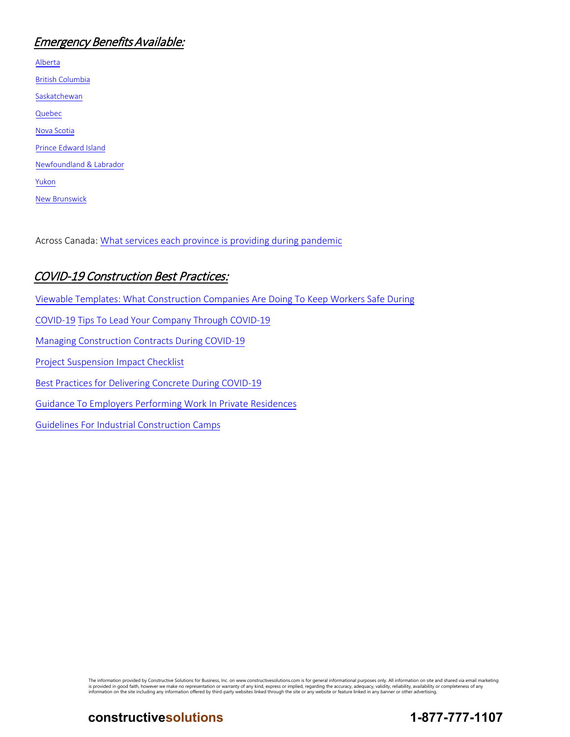## *Emergency Benefits Available:*

Alberta

British Columbia

Saskatchewan

Quebec

Nova Scotia

Prince Edward Island

Newfoundland & Labrador

Yukon

New Brunswick

Across Canada: What services each province is providing during pandemic

## *COVID-19 Construction Best Practices:*

Viewable Templates: What Construction Companies Are Doing To Keep Workers Safe During COVID-19

Tips To Lead Your Company Through COVID-19

Managing Construction Contracts During COVID-19

Project Suspension Impact Checklist

Best Practices for Delivering Concrete During COVID-19

Guidance To Employers Performing Work In Private Residences

Guidelines For Industrial Construction Camps

The information provided by Constructive Solutions for Business, Inc. on www.constructivesolutions.com is for general informational purposes only. All information on site and shared via email marketing is provided in good faith, however we make no representation or warranty of any kind, express or implied, regarding the accuracy, adequacy, validity, reliability, availability or completeness of any information on the site including any information offered by third-party websites linked through the site or any website or feature linked in any banner or other advertising.

**constructivesolutions** **1-877-777-1107**